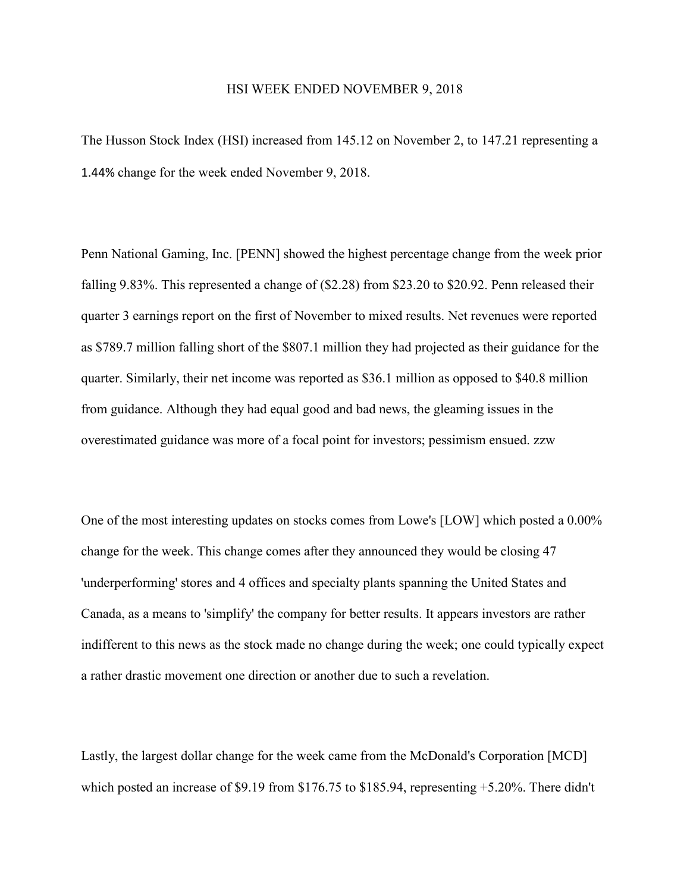# HSI WEEK ENDED NOVEMBER 9, 2018

The Husson Stock Index (HSI) increased from 145.12 on November 2, to 147.21 representing a 1.44% change for the week ended November 9, 2018.

Penn National Gaming, Inc. [PENN] showed the highest percentage change from the week prior falling 9.83%. This represented a change of ($2.28) from $23.20 to $20.92. Penn released their quarter 3 earnings report on the first of November to mixed results. Net revenues were reported as $789.7 million falling short of the $807.1 million they had projected as their guidance for the quarter. Similarly, their net income was reported as $36.1 million as opposed to $40.8 million from guidance. Although they had equal good and bad news, the gleaming issues in the overestimated guidance was more of a focal point for investors; pessimism ensued. zzw

One of the most interesting updates on stocks comes from Lowe's [LOW] which posted a 0.00% change for the week. This change comes after they announced they would be closing 47 'underperforming' stores and 4 offices and specialty plants spanning the United States and Canada, as a means to 'simplify' the company for better results. It appears investors are rather indifferent to this news as the stock made no change during the week; one could typically expect a rather drastic movement one direction or another due to such a revelation.

Lastly, the largest dollar change for the week came from the McDonald's Corporation [MCD] which posted an increase of $9.19 from $176.75 to $185.94, representing +5.20%. There didn't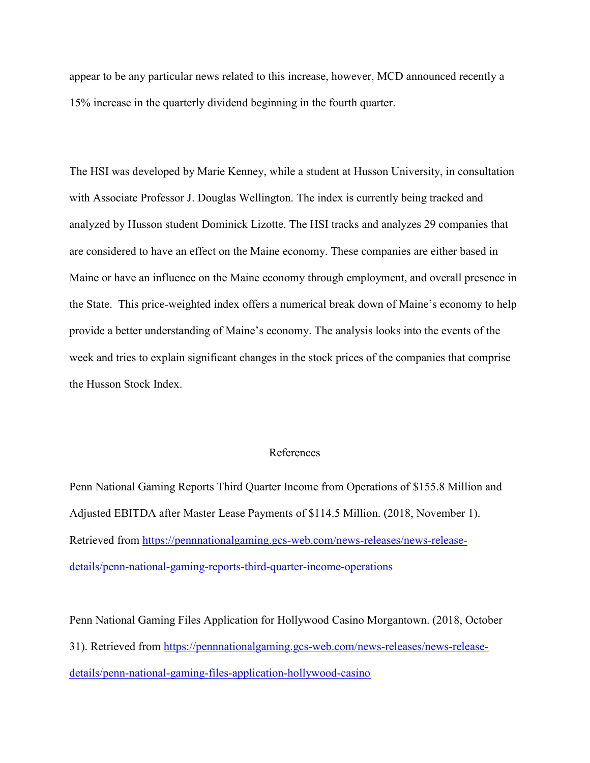appear to be any particular news related to this increase, however, MCD announced recently a 15% increase in the quarterly dividend beginning in the fourth quarter.

The HSI was developed by Marie Kenney, while a student at Husson University, in consultation with Associate Professor J. Douglas Wellington. The index is currently being tracked and analyzed by Husson student Dominick Lizotte. The HSI tracks and analyzes 29 companies that are considered to have an effect on the Maine economy. These companies are either based in Maine or have an influence on the Maine economy through employment, and overall presence in the State. This price-weighted index offers a numerical break down of Maine's economy to help provide a better understanding of Maine's economy. The analysis looks into the events of the week and tries to explain significant changes in the stock prices of the companies that comprise the Husson Stock Index.

## References

Penn National Gaming Reports Third Quarter Income from Operations of $155.8 Million and Adjusted EBITDA after Master Lease Payments of $114.5 Million. (2018, November 1). Retrieved from https://pennnationalgaming.gcs-web.com/news-releases/news-release-details/penn-national-gaming-reports-third-quarter-income-operations

Penn National Gaming Files Application for Hollywood Casino Morgantown. (2018, October 31). Retrieved from https://pennnationalgaming.gcs-web.com/news-releases/news-release-details/penn-national-gaming-files-application-hollywood-casino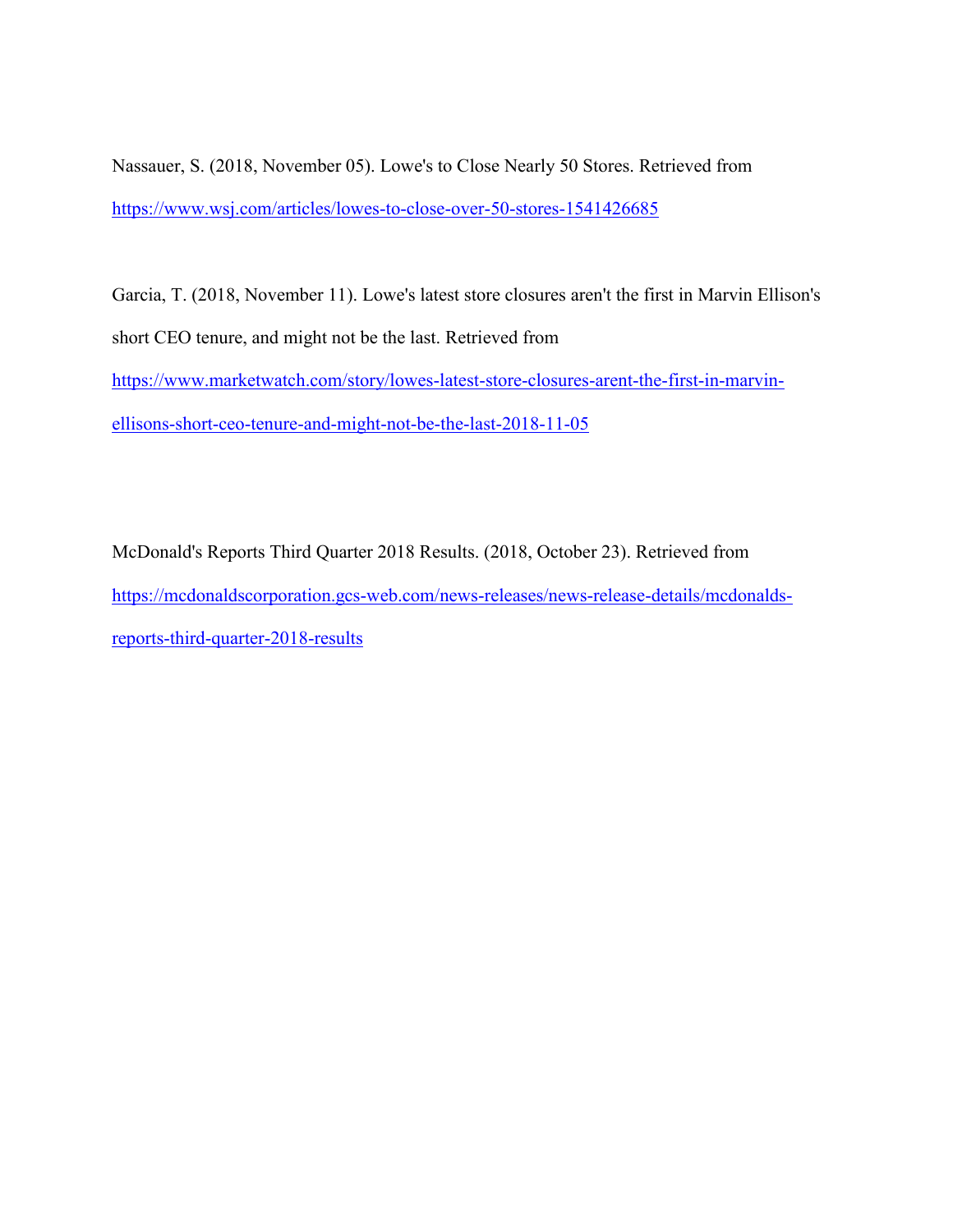Nassauer, S. (2018, November 05). Lowe's to Close Nearly 50 Stores. Retrieved from https://www.wsj.com/articles/lowes-to-close-over-50-stores-1541426685

Garcia, T. (2018, November 11). Lowe's latest store closures aren't the first in Marvin Ellison's short CEO tenure, and might not be the last. Retrieved from https://www.marketwatch.com/story/lowes-latest-store-closures-arent-the-first-in-marvin-ellisons-short-ceo-tenure-and-might-not-be-the-last-2018-11-05

McDonald's Reports Third Quarter 2018 Results. (2018, October 23). Retrieved from https://mcdonaldscorporation.gcs-web.com/news-releases/news-release-details/mcdonalds-reports-third-quarter-2018-results